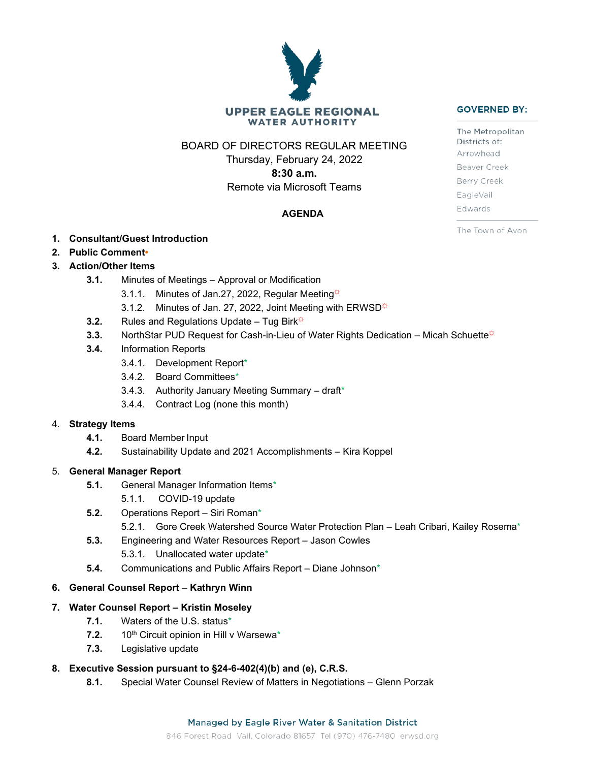# UPPER EAGLE REGIONAL WATER AUTHORITY

**GOVERNED BY:**

The Metropolitan Districts of:
Arrowhead
Beaver Creek
Berry Creek
EagleVail
Edwards

The Town of Avon

BOARD OF DIRECTORS REGULAR MEETING
Thursday, February 24, 2022
**8:30 a.m.**
Remote via Microsoft Teams

**AGENDA**

1. **Consultant/Guest Introduction**
2. **Public Comment•**
3. **Action/Other Items**
   - **3.1.** Minutes of Meetings – Approval or Modification
     - 3.1.1. Minutes of Jan.27, 2022, Regular Meeting☼
     - 3.1.2. Minutes of Jan. 27, 2022, Joint Meeting with ERWSD☼
   - **3.2.** Rules and Regulations Update – Tug Birk☼
   - **3.3.** NorthStar PUD Request for Cash-in-Lieu of Water Rights Dedication – Micah Schuette☼
   - **3.4.** Information Reports
     - 3.4.1. Development Report*
     - 3.4.2. Board Committees*
     - 3.4.3. Authority January Meeting Summary – draft*
     - 3.4.4. Contract Log (none this month)
4. **Strategy Items**
   - **4.1.** Board Member Input
   - **4.2.** Sustainability Update and 2021 Accomplishments – Kira Koppel
5. **General Manager Report**
   - **5.1.** General Manager Information Items*
     - 5.1.1. COVID-19 update
   - **5.2.** Operations Report – Siri Roman*
     - 5.2.1. Gore Creek Watershed Source Water Protection Plan – Leah Cribari, Kailey Rosema*
   - **5.3.** Engineering and Water Resources Report – Jason Cowles
     - 5.3.1. Unallocated water update*
   - **5.4.** Communications and Public Affairs Report – Diane Johnson*
6. **General Counsel Report** – **Kathryn Winn**
7. **Water Counsel Report – Kristin Moseley**
   - **7.1.** Waters of the U.S. status*
   - **7.2.** 10th Circuit opinion in Hill v Warsewa*
   - **7.3.** Legislative update
8. **Executive Session pursuant to §24-6-402(4)(b) and (e), C.R.S.**
   - **8.1.** Special Water Counsel Review of Matters in Negotiations – Glenn Porzak

Managed by Eagle River Water & Sanitation District
846 Forest Road Vail, Colorado 81657 Tel (970) 476-7480 erwsd.org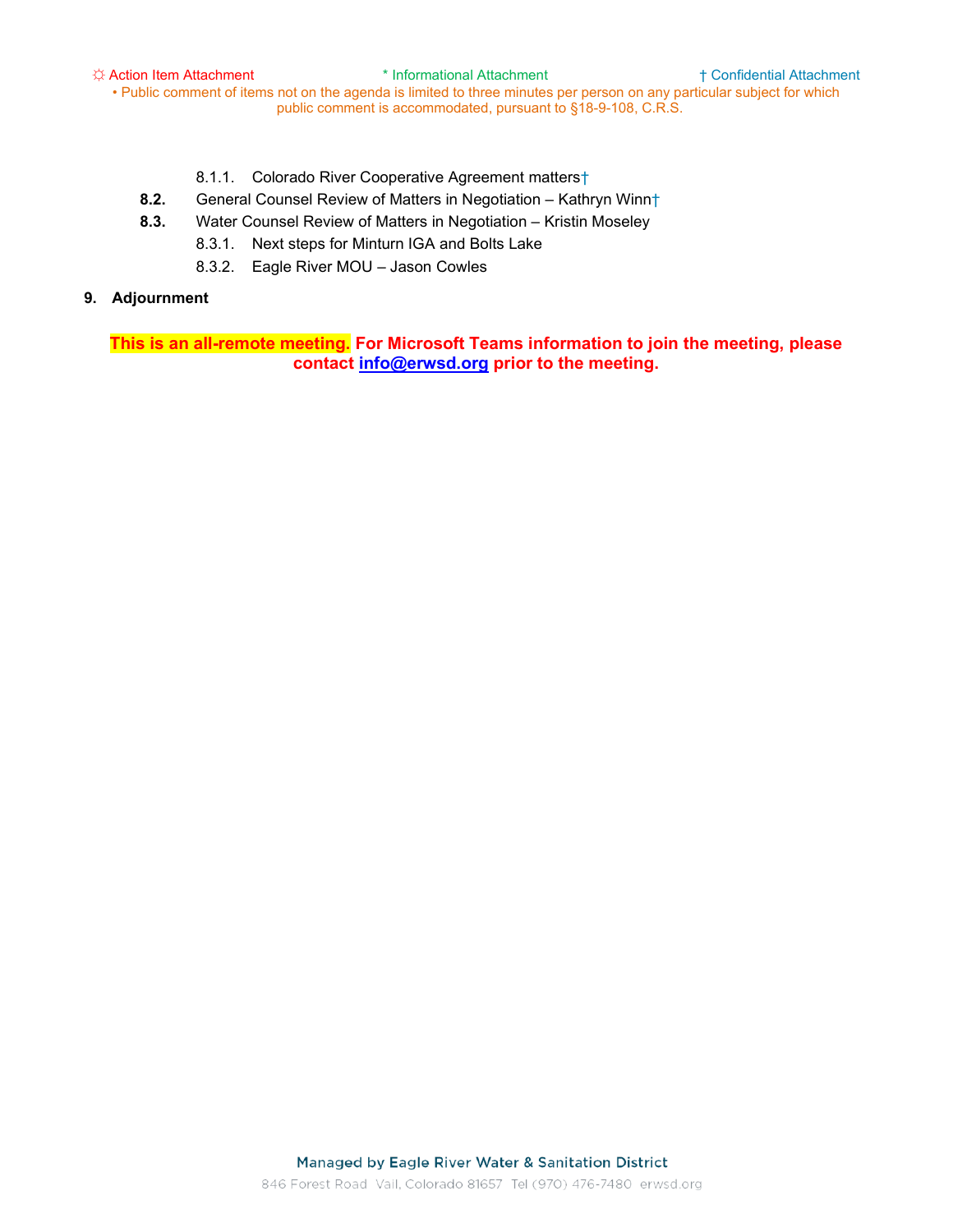☼ Action Item Attachment * Informational Attachment † Confidential Attachment
• Public comment of items not on the agenda is limited to three minutes per person on any particular subject for which public comment is accommodated, pursuant to §18-9-108, C.R.S.

- 8.1.1. Colorado River Cooperative Agreement matters†
- **8.2.** General Counsel Review of Matters in Negotiation – Kathryn Winn†
- **8.3.** Water Counsel Review of Matters in Negotiation – Kristin Moseley
  - 8.3.1. Next steps for Minturn IGA and Bolts Lake
  - 8.3.2. Eagle River MOU – Jason Cowles

**9. Adjournment**

**This is an all-remote meeting. For Microsoft Teams information to join the meeting, please contact info@erwsd.org prior to the meeting.**

Managed by Eagle River Water & Sanitation District
846 Forest Road Vail, Colorado 81657 Tel (970) 476-7480 erwsd.org